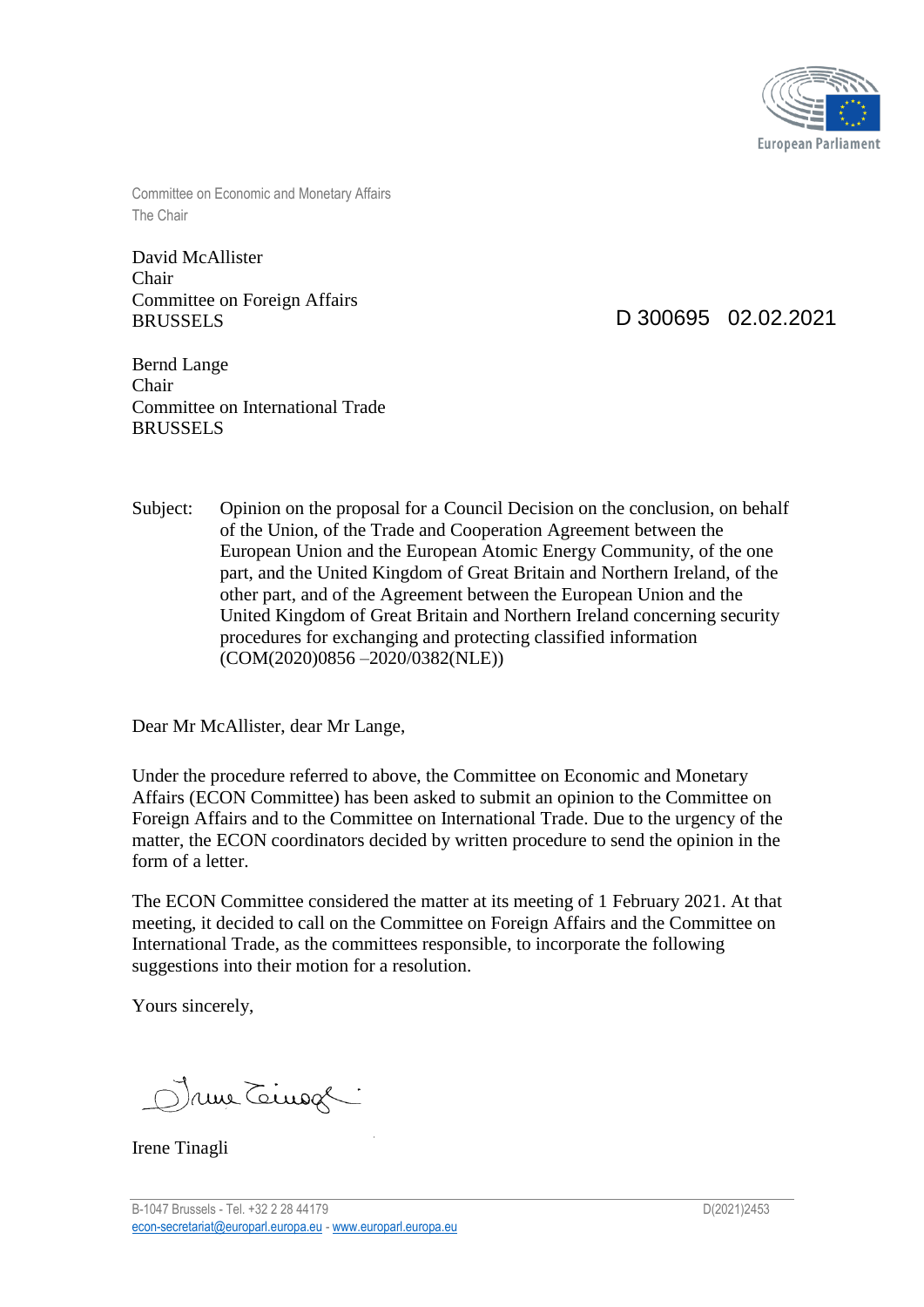European Parliament

Committee on Economic and Monetary Affairs
The Chair

David McAllister
Chair
Committee on Foreign Affairs
BRUSSELS

D 300695 02.02.2021

Bernd Lange
Chair
Committee on International Trade
BRUSSELS

Subject: Opinion on the proposal for a Council Decision on the conclusion, on behalf of the Union, of the Trade and Cooperation Agreement between the European Union and the European Atomic Energy Community, of the one part, and the United Kingdom of Great Britain and Northern Ireland, of the other part, and of the Agreement between the European Union and the United Kingdom of Great Britain and Northern Ireland concerning security procedures for exchanging and protecting classified information (COM(2020)0856 –2020/0382(NLE))

Dear Mr McAllister, dear Mr Lange,

Under the procedure referred to above, the Committee on Economic and Monetary Affairs (ECON Committee) has been asked to submit an opinion to the Committee on Foreign Affairs and to the Committee on International Trade. Due to the urgency of the matter, the ECON coordinators decided by written procedure to send the opinion in the form of a letter.

The ECON Committee considered the matter at its meeting of 1 February 2021. At that meeting, it decided to call on the Committee on Foreign Affairs and the Committee on International Trade, as the committees responsible, to incorporate the following suggestions into their motion for a resolution.

Yours sincerely,

Irene Tinagli

B-1047 Brussels - Tel. +32 2 28 44179
econ-secretariat@europarl.europa.eu - www.europarl.europa.eu

D(2021)2453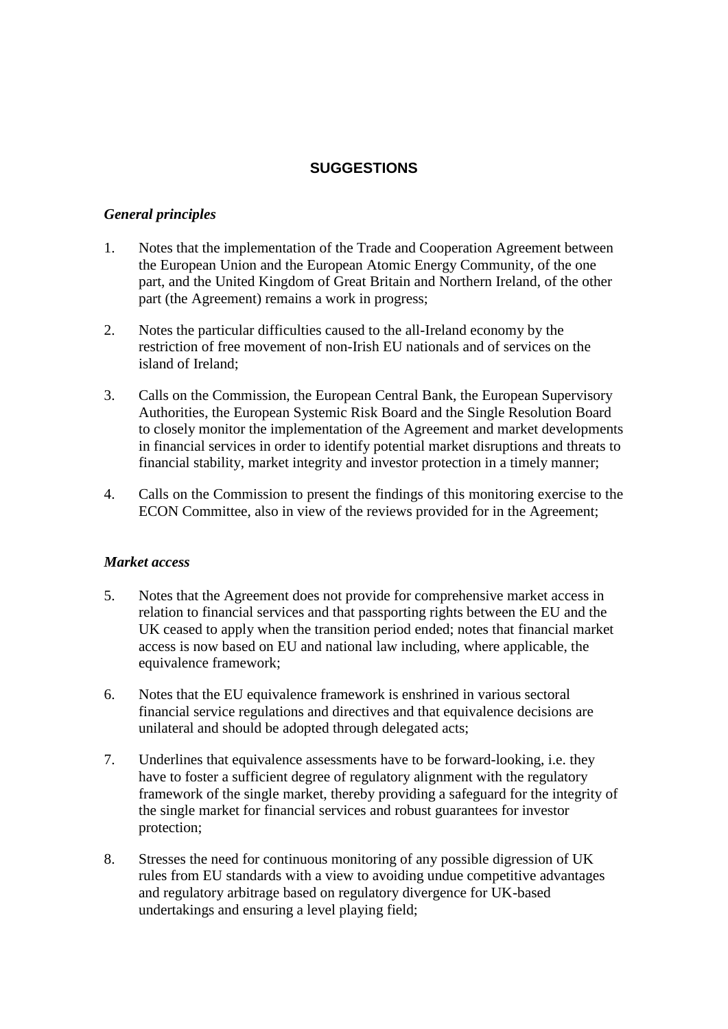## SUGGESTIONS

### *General principles*

1. Notes that the implementation of the Trade and Cooperation Agreement between the European Union and the European Atomic Energy Community, of the one part, and the United Kingdom of Great Britain and Northern Ireland, of the other part (the Agreement) remains a work in progress;

2. Notes the particular difficulties caused to the all-Ireland economy by the restriction of free movement of non-Irish EU nationals and of services on the island of Ireland;

3. Calls on the Commission, the European Central Bank, the European Supervisory Authorities, the European Systemic Risk Board and the Single Resolution Board to closely monitor the implementation of the Agreement and market developments in financial services in order to identify potential market disruptions and threats to financial stability, market integrity and investor protection in a timely manner;

4. Calls on the Commission to present the findings of this monitoring exercise to the ECON Committee, also in view of the reviews provided for in the Agreement;

### *Market access*

5. Notes that the Agreement does not provide for comprehensive market access in relation to financial services and that passporting rights between the EU and the UK ceased to apply when the transition period ended; notes that financial market access is now based on EU and national law including, where applicable, the equivalence framework;

6. Notes that the EU equivalence framework is enshrined in various sectoral financial service regulations and directives and that equivalence decisions are unilateral and should be adopted through delegated acts;

7. Underlines that equivalence assessments have to be forward-looking, i.e. they have to foster a sufficient degree of regulatory alignment with the regulatory framework of the single market, thereby providing a safeguard for the integrity of the single market for financial services and robust guarantees for investor protection;

8. Stresses the need for continuous monitoring of any possible digression of UK rules from EU standards with a view to avoiding undue competitive advantages and regulatory arbitrage based on regulatory divergence for UK-based undertakings and ensuring a level playing field;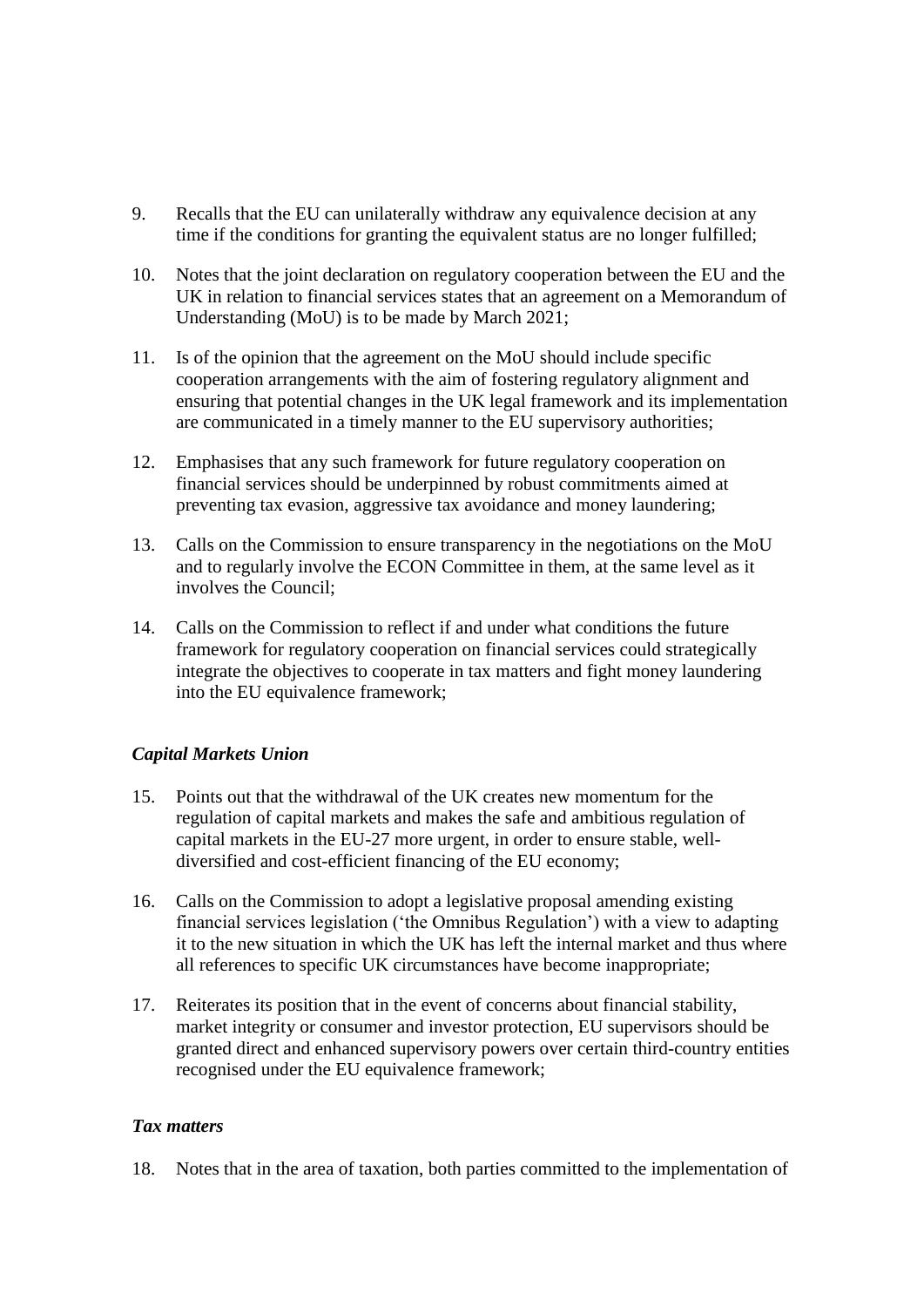9. Recalls that the EU can unilaterally withdraw any equivalence decision at any time if the conditions for granting the equivalent status are no longer fulfilled;

10. Notes that the joint declaration on regulatory cooperation between the EU and the UK in relation to financial services states that an agreement on a Memorandum of Understanding (MoU) is to be made by March 2021;

11. Is of the opinion that the agreement on the MoU should include specific cooperation arrangements with the aim of fostering regulatory alignment and ensuring that potential changes in the UK legal framework and its implementation are communicated in a timely manner to the EU supervisory authorities;

12. Emphasises that any such framework for future regulatory cooperation on financial services should be underpinned by robust commitments aimed at preventing tax evasion, aggressive tax avoidance and money laundering;

13. Calls on the Commission to ensure transparency in the negotiations on the MoU and to regularly involve the ECON Committee in them, at the same level as it involves the Council;

14. Calls on the Commission to reflect if and under what conditions the future framework for regulatory cooperation on financial services could strategically integrate the objectives to cooperate in tax matters and fight money laundering into the EU equivalence framework;

### *Capital Markets Union*

15. Points out that the withdrawal of the UK creates new momentum for the regulation of capital markets and makes the safe and ambitious regulation of capital markets in the EU-27 more urgent, in order to ensure stable, well-diversified and cost-efficient financing of the EU economy;

16. Calls on the Commission to adopt a legislative proposal amending existing financial services legislation ('the Omnibus Regulation') with a view to adapting it to the new situation in which the UK has left the internal market and thus where all references to specific UK circumstances have become inappropriate;

17. Reiterates its position that in the event of concerns about financial stability, market integrity or consumer and investor protection, EU supervisors should be granted direct and enhanced supervisory powers over certain third-country entities recognised under the EU equivalence framework;

### *Tax matters*

18. Notes that in the area of taxation, both parties committed to the implementation of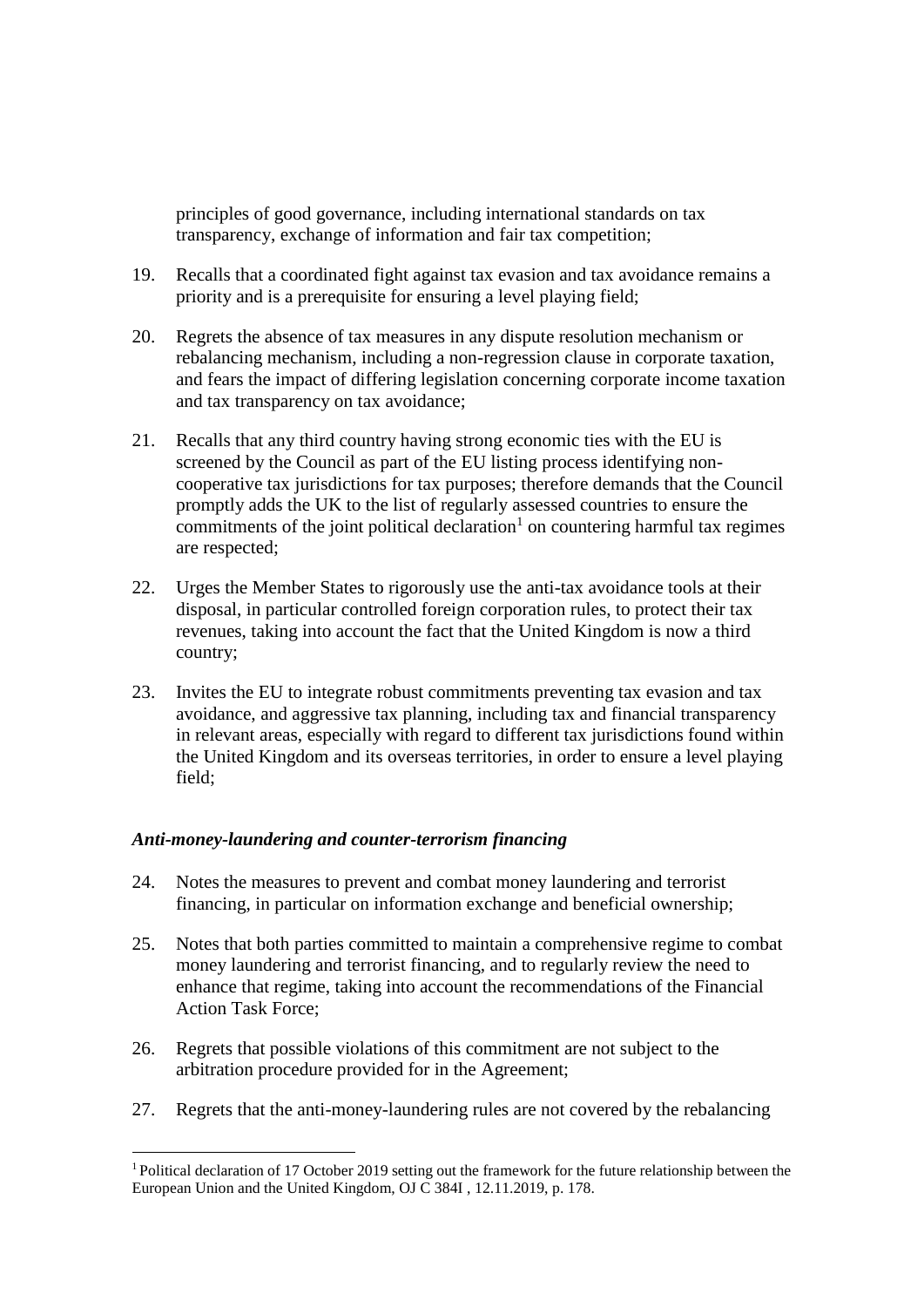principles of good governance, including international standards on tax transparency, exchange of information and fair tax competition;

19. Recalls that a coordinated fight against tax evasion and tax avoidance remains a priority and is a prerequisite for ensuring a level playing field;

20. Regrets the absence of tax measures in any dispute resolution mechanism or rebalancing mechanism, including a non-regression clause in corporate taxation, and fears the impact of differing legislation concerning corporate income taxation and tax transparency on tax avoidance;

21. Recalls that any third country having strong economic ties with the EU is screened by the Council as part of the EU listing process identifying non-cooperative tax jurisdictions for tax purposes; therefore demands that the Council promptly adds the UK to the list of regularly assessed countries to ensure the commitments of the joint political declaration[1] on countering harmful tax regimes are respected;

22. Urges the Member States to rigorously use the anti-tax avoidance tools at their disposal, in particular controlled foreign corporation rules, to protect their tax revenues, taking into account the fact that the United Kingdom is now a third country;

23. Invites the EU to integrate robust commitments preventing tax evasion and tax avoidance, and aggressive tax planning, including tax and financial transparency in relevant areas, especially with regard to different tax jurisdictions found within the United Kingdom and its overseas territories, in order to ensure a level playing field;

### *Anti-money-laundering and counter-terrorism financing*

24. Notes the measures to prevent and combat money laundering and terrorist financing, in particular on information exchange and beneficial ownership;

25. Notes that both parties committed to maintain a comprehensive regime to combat money laundering and terrorist financing, and to regularly review the need to enhance that regime, taking into account the recommendations of the Financial Action Task Force;

26. Regrets that possible violations of this commitment are not subject to the arbitration procedure provided for in the Agreement;

27. Regrets that the anti-money-laundering rules are not covered by the rebalancing

[1] Political declaration of 17 October 2019 setting out the framework for the future relationship between the European Union and the United Kingdom, OJ C 384I , 12.11.2019, p. 178.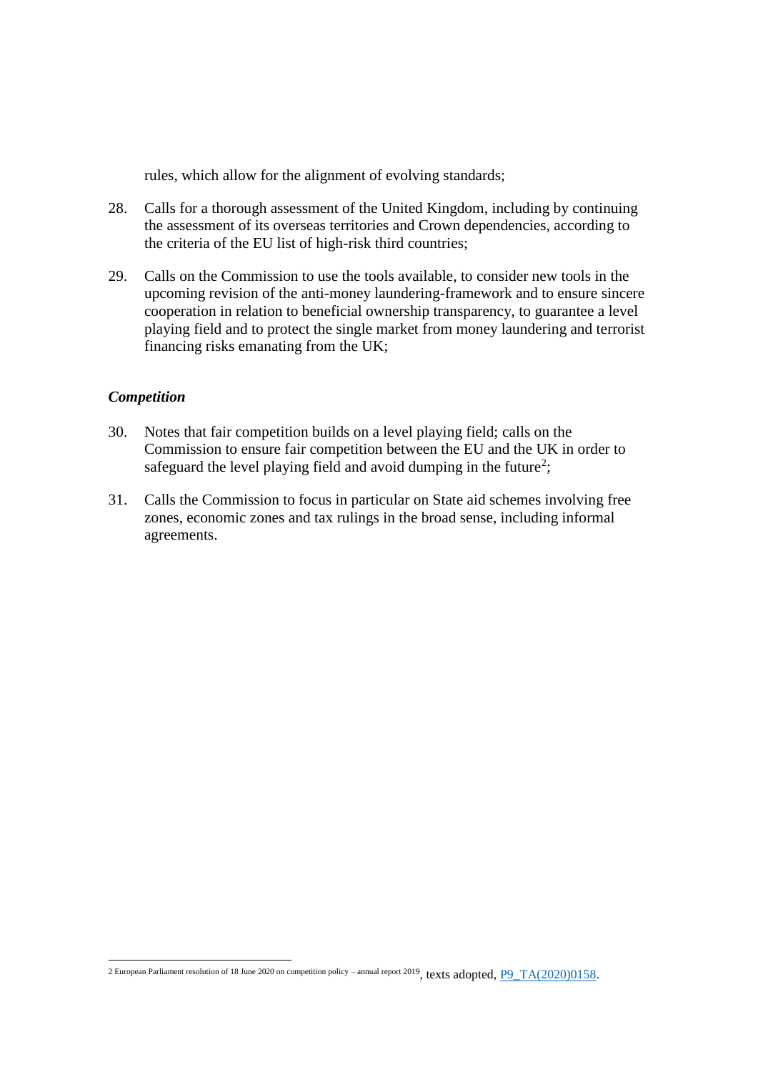rules, which allow for the alignment of evolving standards;

28. Calls for a thorough assessment of the United Kingdom, including by continuing the assessment of its overseas territories and Crown dependencies, according to the criteria of the EU list of high-risk third countries;

29. Calls on the Commission to use the tools available, to consider new tools in the upcoming revision of the anti-money laundering-framework and to ensure sincere cooperation in relation to beneficial ownership transparency, to guarantee a level playing field and to protect the single market from money laundering and terrorist financing risks emanating from the UK;

***Competition***

30. Notes that fair competition builds on a level playing field; calls on the Commission to ensure fair competition between the EU and the UK in order to safeguard the level playing field and avoid dumping in the future[2];

31. Calls the Commission to focus in particular on State aid schemes involving free zones, economic zones and tax rulings in the broad sense, including informal agreements.

---

2 European Parliament resolution of 18 June 2020 on competition policy – annual report 2019, texts adopted, P9_TA(2020)0158.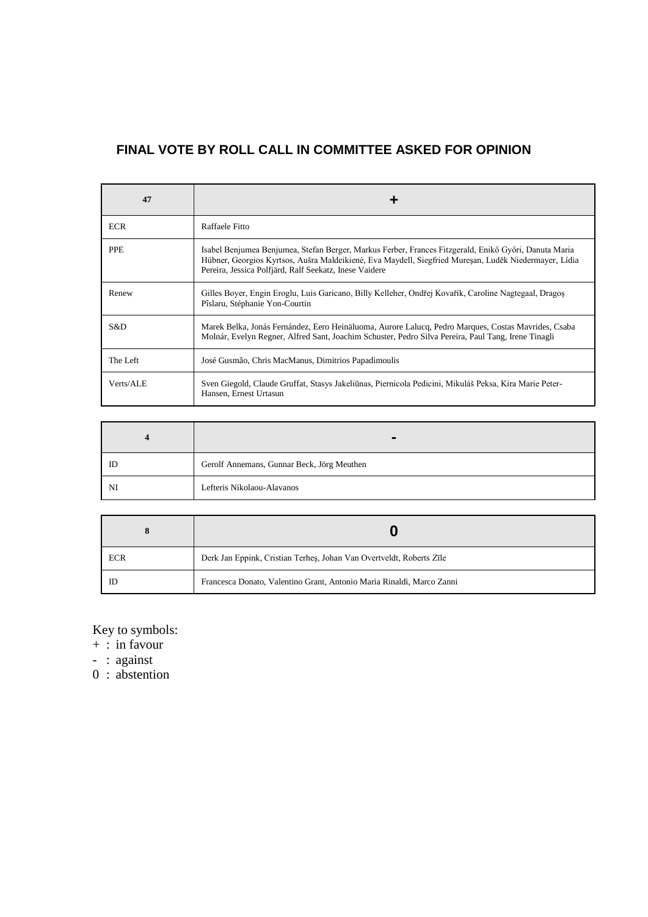## FINAL VOTE BY ROLL CALL IN COMMITTEE ASKED FOR OPINION

| 47 | + |
|---|---|
| ECR | Raffaele Fitto |
| PPE | Isabel Benjumea Benjumea, Stefan Berger, Markus Ferber, Frances Fitzgerald, Enikő Győri, Danuta Maria Hübner, Georgios Kyrtsos, Aušra Maldeikienė, Eva Maydell, Siegfried Mureşan, Luděk Niedermayer, Lídia Pereira, Jessica Polfjärd, Ralf Seekatz, Inese Vaidere |
| Renew | Gilles Boyer, Engin Eroglu, Luis Garicano, Billy Kelleher, Ondřej Kovařík, Caroline Nagtegaal, Dragoş Pîslaru, Stéphanie Yon-Courtin |
| S&D | Marek Belka, Jonás Fernández, Eero Heinäluoma, Aurore Lalucq, Pedro Marques, Costas Mavrides, Csaba Molnár, Evelyn Regner, Alfred Sant, Joachim Schuster, Pedro Silva Pereira, Paul Tang, Irene Tinagli |
| The Left | José Gusmão, Chris MacManus, Dimitrios Papadimoulis |
| Verts/ALE | Sven Giegold, Claude Gruffat, Stasys Jakeliūnas, Piernicola Pedicini, Mikuláš Peksa, Kira Marie Peter-Hansen, Ernest Urtasun |

| 4 | - |
|---|---|
| ID | Gerolf Annemans, Gunnar Beck, Jörg Meuthen |
| NI | Lefteris Nikolaou-Alavanos |

| 8 | 0 |
|---|---|
| ECR | Derk Jan Eppink, Cristian Terheş, Johan Van Overtveldt, Roberts Zīle |
| ID | Francesca Donato, Valentino Grant, Antonio Maria Rinaldi, Marco Zanni |

Key to symbols:
+ : in favour
- : against
0 : abstention